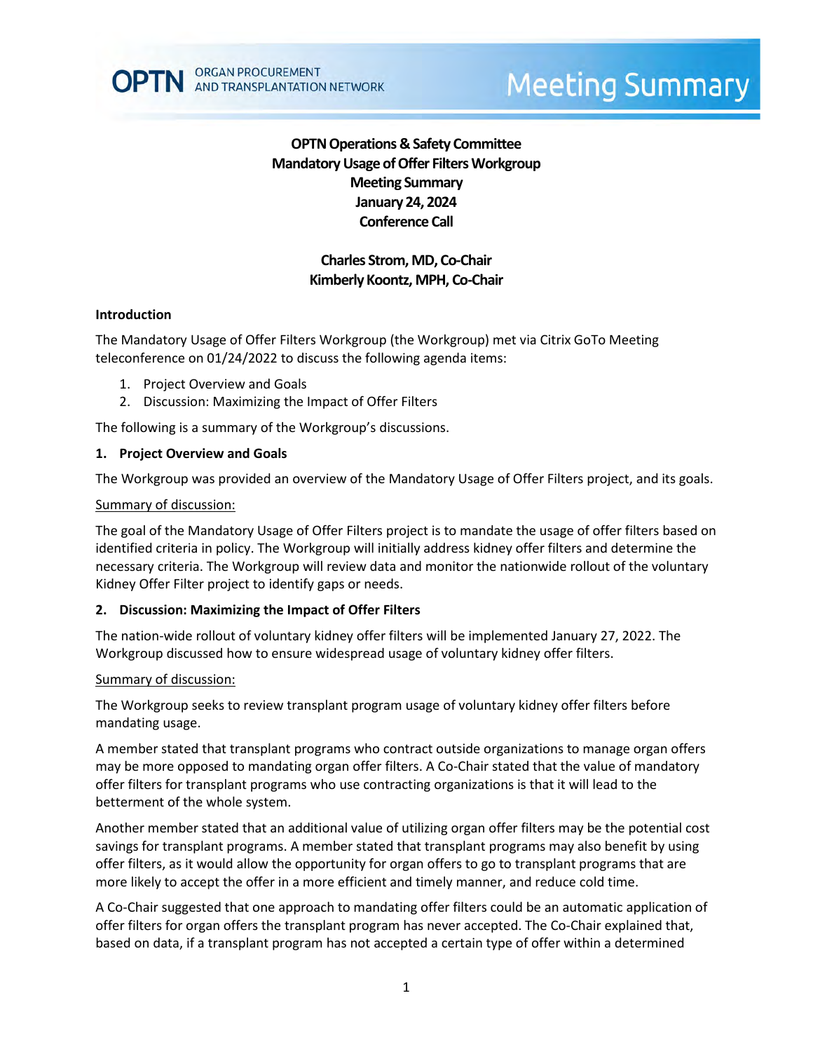**OPTN** ORGAN PROCUREMENT AND TRANSPLANTATION NETWORK

# Meeting Summary

## OPTN Operations & Safety Committee
## Mandatory Usage of Offer Filters Workgroup
## Meeting Summary
## January 24, 2024
## Conference Call

**Charles Strom, MD, Co-Chair**
**Kimberly Koontz, MPH, Co-Chair**

### Introduction

The Mandatory Usage of Offer Filters Workgroup (the Workgroup) met via Citrix GoTo Meeting teleconference on 01/24/2022 to discuss the following agenda items:

1. Project Overview and Goals
2. Discussion: Maximizing the Impact of Offer Filters

The following is a summary of the Workgroup's discussions.

### 1. Project Overview and Goals

The Workgroup was provided an overview of the Mandatory Usage of Offer Filters project, and its goals.

Summary of discussion:

The goal of the Mandatory Usage of Offer Filters project is to mandate the usage of offer filters based on identified criteria in policy. The Workgroup will initially address kidney offer filters and determine the necessary criteria. The Workgroup will review data and monitor the nationwide rollout of the voluntary Kidney Offer Filter project to identify gaps or needs.

### 2. Discussion: Maximizing the Impact of Offer Filters

The nation-wide rollout of voluntary kidney offer filters will be implemented January 27, 2022. The Workgroup discussed how to ensure widespread usage of voluntary kidney offer filters.

Summary of discussion:

The Workgroup seeks to review transplant program usage of voluntary kidney offer filters before mandating usage.

A member stated that transplant programs who contract outside organizations to manage organ offers may be more opposed to mandating organ offer filters. A Co-Chair stated that the value of mandatory offer filters for transplant programs who use contracting organizations is that it will lead to the betterment of the whole system.

Another member stated that an additional value of utilizing organ offer filters may be the potential cost savings for transplant programs. A member stated that transplant programs may also benefit by using offer filters, as it would allow the opportunity for organ offers to go to transplant programs that are more likely to accept the offer in a more efficient and timely manner, and reduce cold time.

A Co-Chair suggested that one approach to mandating offer filters could be an automatic application of offer filters for organ offers the transplant program has never accepted. The Co-Chair explained that, based on data, if a transplant program has not accepted a certain type of offer within a determined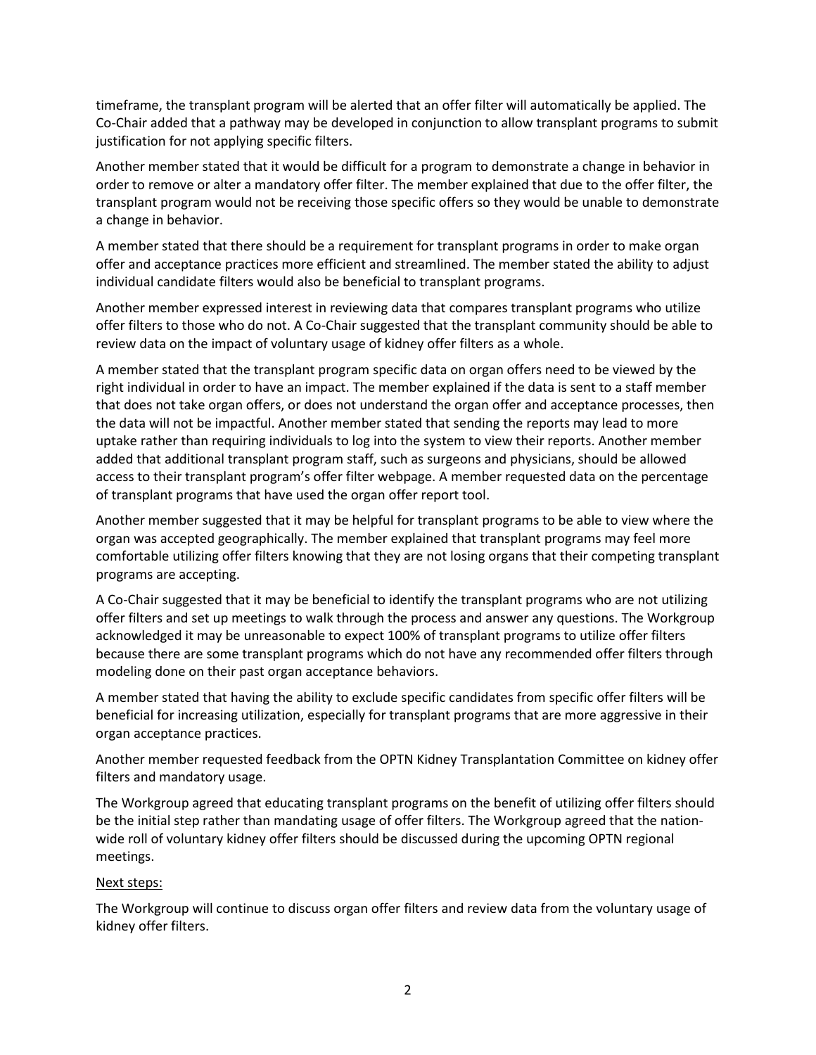timeframe, the transplant program will be alerted that an offer filter will automatically be applied. The Co-Chair added that a pathway may be developed in conjunction to allow transplant programs to submit justification for not applying specific filters.

Another member stated that it would be difficult for a program to demonstrate a change in behavior in order to remove or alter a mandatory offer filter. The member explained that due to the offer filter, the transplant program would not be receiving those specific offers so they would be unable to demonstrate a change in behavior.

A member stated that there should be a requirement for transplant programs in order to make organ offer and acceptance practices more efficient and streamlined. The member stated the ability to adjust individual candidate filters would also be beneficial to transplant programs.

Another member expressed interest in reviewing data that compares transplant programs who utilize offer filters to those who do not. A Co-Chair suggested that the transplant community should be able to review data on the impact of voluntary usage of kidney offer filters as a whole.

A member stated that the transplant program specific data on organ offers need to be viewed by the right individual in order to have an impact. The member explained if the data is sent to a staff member that does not take organ offers, or does not understand the organ offer and acceptance processes, then the data will not be impactful. Another member stated that sending the reports may lead to more uptake rather than requiring individuals to log into the system to view their reports. Another member added that additional transplant program staff, such as surgeons and physicians, should be allowed access to their transplant program's offer filter webpage. A member requested data on the percentage of transplant programs that have used the organ offer report tool.

Another member suggested that it may be helpful for transplant programs to be able to view where the organ was accepted geographically. The member explained that transplant programs may feel more comfortable utilizing offer filters knowing that they are not losing organs that their competing transplant programs are accepting.

A Co-Chair suggested that it may be beneficial to identify the transplant programs who are not utilizing offer filters and set up meetings to walk through the process and answer any questions. The Workgroup acknowledged it may be unreasonable to expect 100% of transplant programs to utilize offer filters because there are some transplant programs which do not have any recommended offer filters through modeling done on their past organ acceptance behaviors.

A member stated that having the ability to exclude specific candidates from specific offer filters will be beneficial for increasing utilization, especially for transplant programs that are more aggressive in their organ acceptance practices.

Another member requested feedback from the OPTN Kidney Transplantation Committee on kidney offer filters and mandatory usage.

The Workgroup agreed that educating transplant programs on the benefit of utilizing offer filters should be the initial step rather than mandating usage of offer filters. The Workgroup agreed that the nation-wide roll of voluntary kidney offer filters should be discussed during the upcoming OPTN regional meetings.

Next steps:

The Workgroup will continue to discuss organ offer filters and review data from the voluntary usage of kidney offer filters.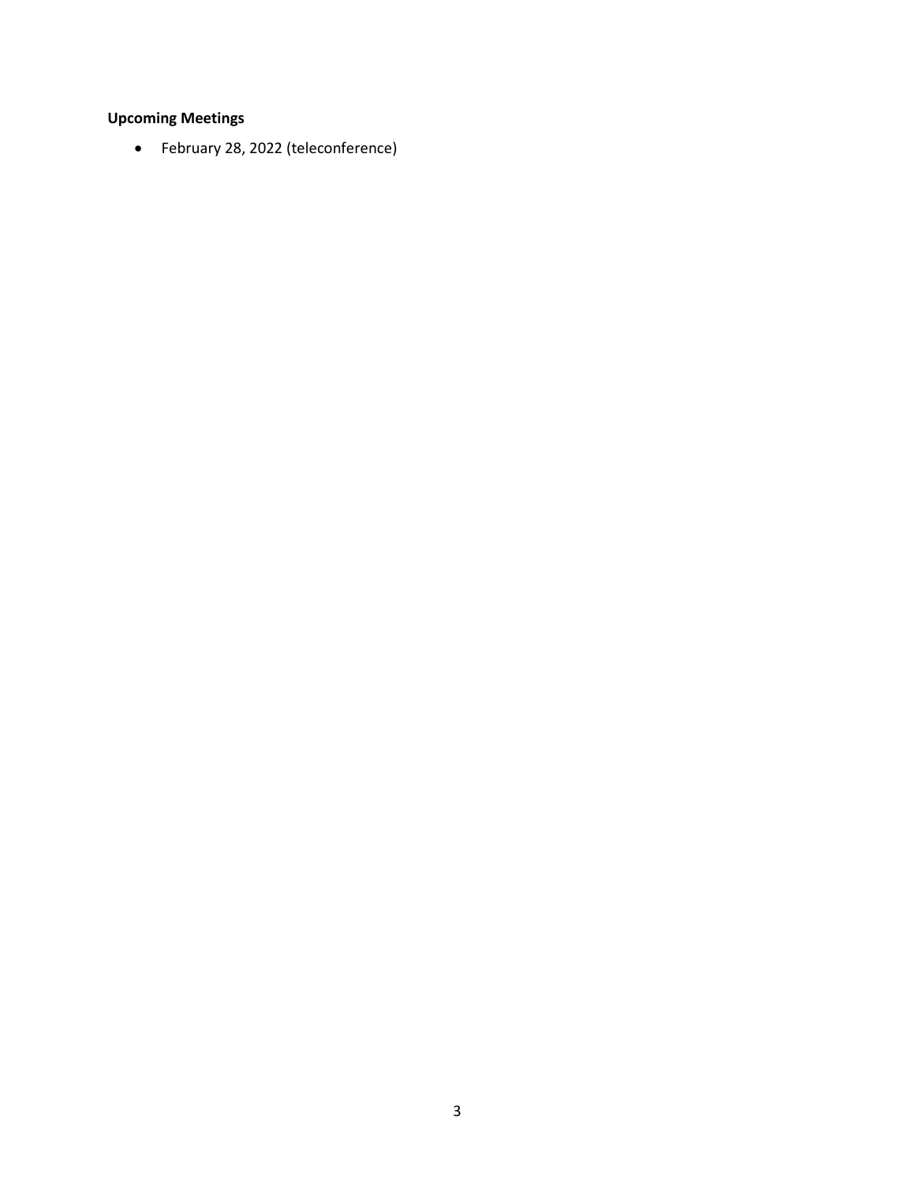**Upcoming Meetings**

- February 28, 2022 (teleconference)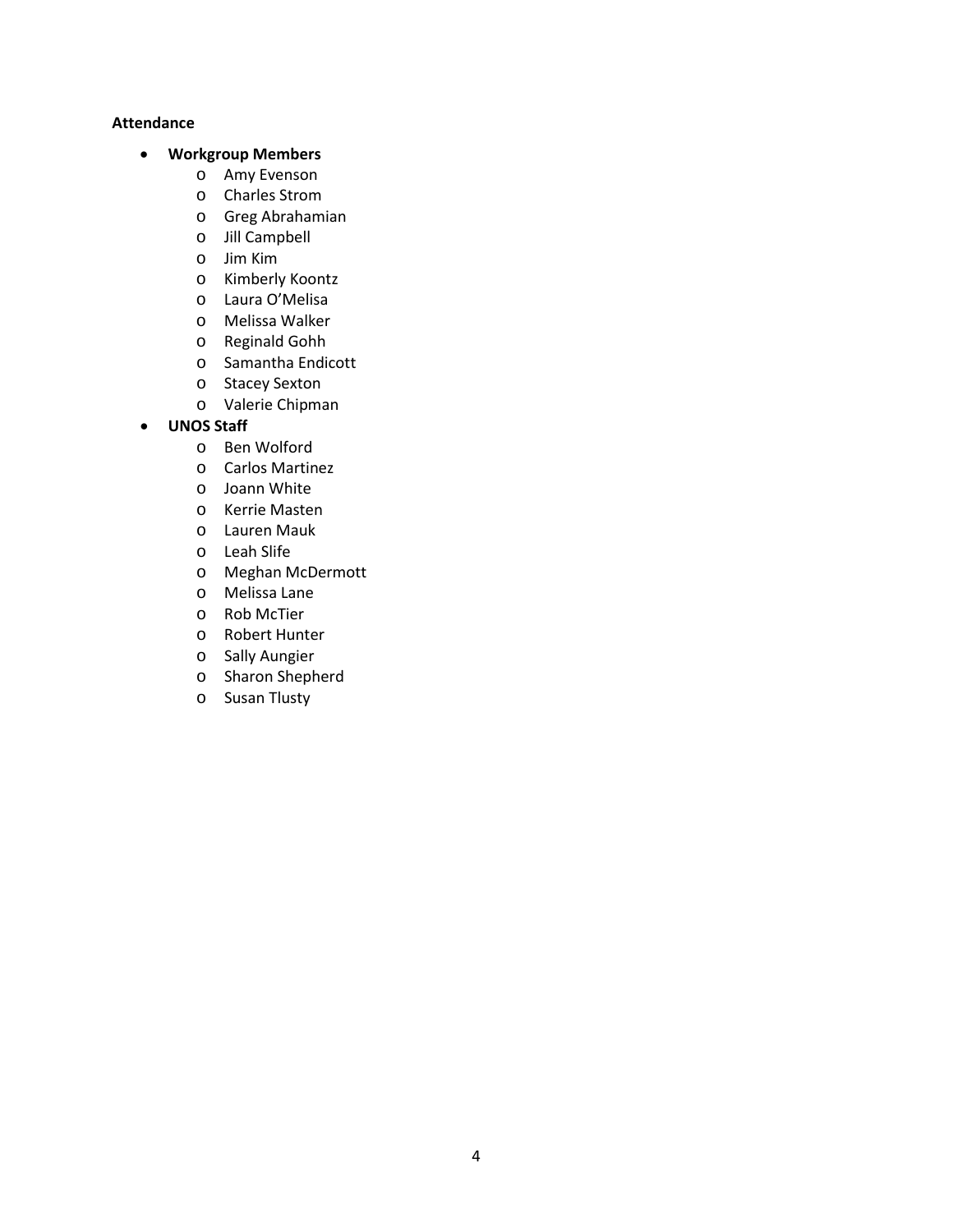**Attendance**

- **Workgroup Members**
  - Amy Evenson
  - Charles Strom
  - Greg Abrahamian
  - Jill Campbell
  - Jim Kim
  - Kimberly Koontz
  - Laura O'Melisa
  - Melissa Walker
  - Reginald Gohh
  - Samantha Endicott
  - Stacey Sexton
  - Valerie Chipman
- **UNOS Staff**
  - Ben Wolford
  - Carlos Martinez
  - Joann White
  - Kerrie Masten
  - Lauren Mauk
  - Leah Slife
  - Meghan McDermott
  - Melissa Lane
  - Rob McTier
  - Robert Hunter
  - Sally Aungier
  - Sharon Shepherd
  - Susan Tlusty